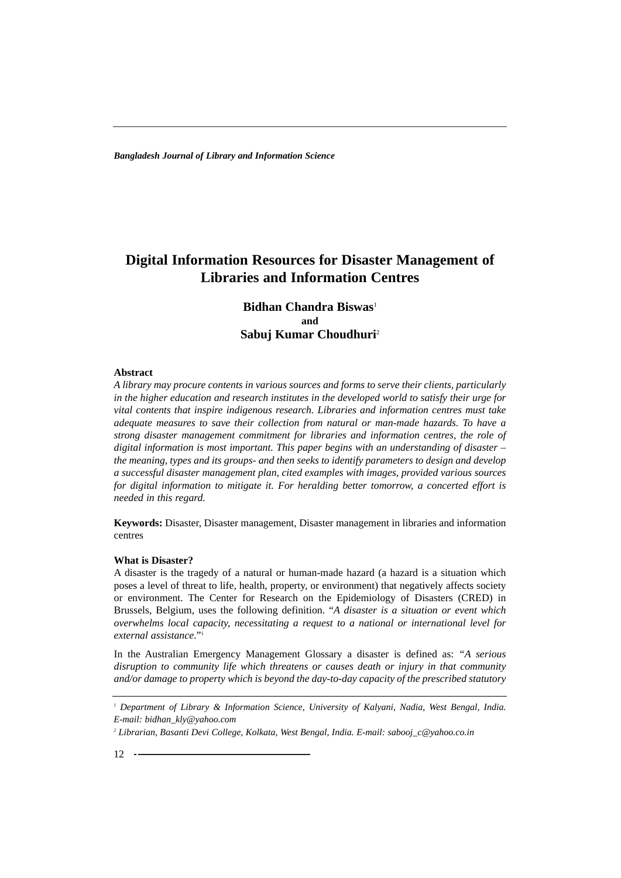# Digital Information Resources for Disaster Management of Libraries and Information Centres

**Bidhan Chandra Biswas**[1]
**and**
**Sabuj Kumar Choudhuri**[2]

**Abstract**

*A library may procure contents in various sources and forms to serve their clients, particularly in the higher education and research institutes in the developed world to satisfy their urge for vital contents that inspire indigenous research. Libraries and information centres must take adequate measures to save their collection from natural or man-made hazards. To have a strong disaster management commitment for libraries and information centres, the role of digital information is most important. This paper begins with an understanding of disaster – the meaning, types and its groups- and then seeks to identify parameters to design and develop a successful disaster management plan, cited examples with images, provided various sources for digital information to mitigate it. For heralding better tomorrow, a concerted effort is needed in this regard.*

**Keywords:** Disaster, Disaster management, Disaster management in libraries and information centres

**What is Disaster?**

A disaster is the tragedy of a natural or human-made hazard (a hazard is a situation which poses a level of threat to life, health, property, or environment) that negatively affects society or environment. The Center for Research on the Epidemiology of Disasters (CRED) in Brussels, Belgium, uses the following definition. "*A disaster is a situation or event which overwhelms local capacity, necessitating a request to a national or international level for external assistance*."[1]

In the Australian Emergency Management Glossary a disaster is defined as: "*A serious disruption to community life which threatens or causes death or injury in that community and/or damage to property which is beyond the day-to-day capacity of the prescribed statutory*

---

[1] *Department of Library & Information Science, University of Kalyani, Nadia, West Bengal, India. E-mail: bidhan_kly@yahoo.com*

[2] *Librarian, Basanti Devi College, Kolkata, West Bengal, India. E-mail: sabooj_c@yahoo.co.in*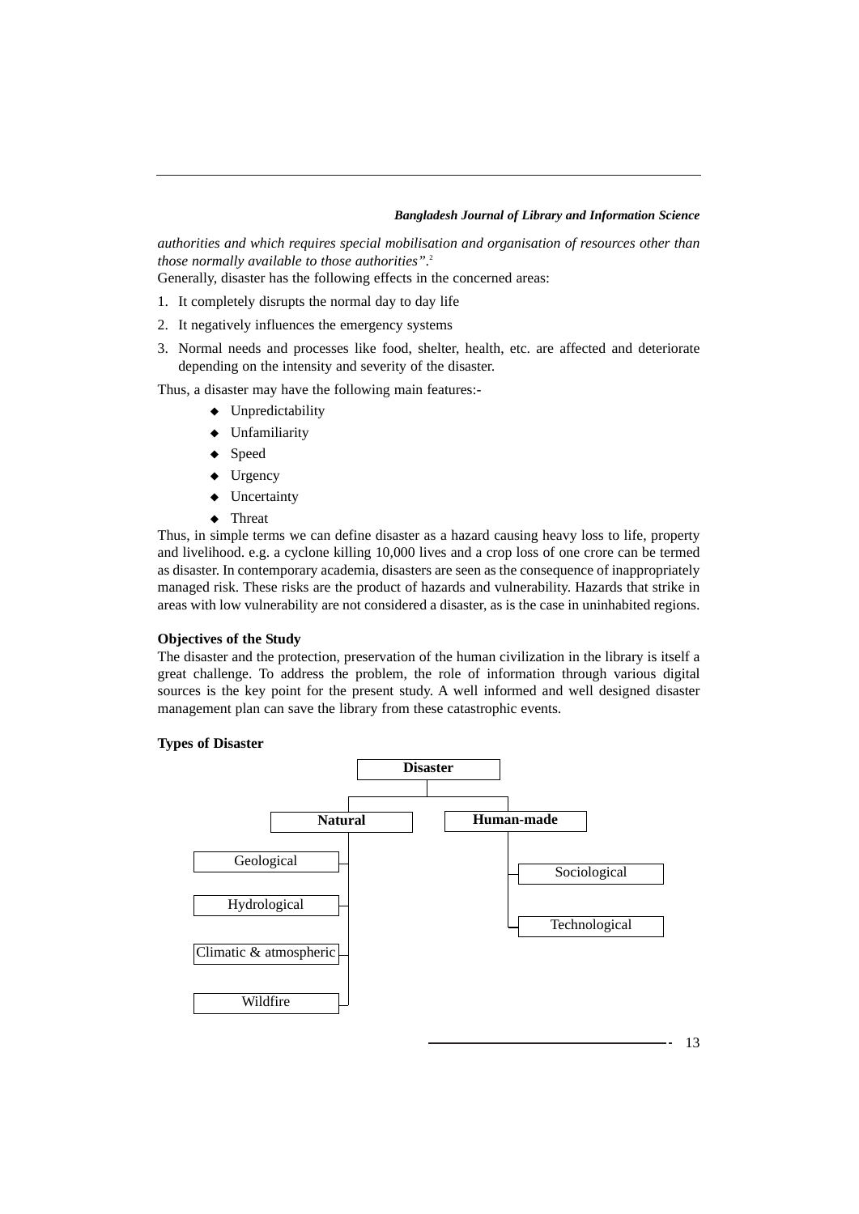*authorities and which requires special mobilisation and organisation of resources other than those normally available to those authorities".*[2]

Generally, disaster has the following effects in the concerned areas:

1. It completely disrupts the normal day to day life
2. It negatively influences the emergency systems
3. Normal needs and processes like food, shelter, health, etc. are affected and deteriorate depending on the intensity and severity of the disaster.

Thus, a disaster may have the following main features:-

- Unpredictability
- Unfamiliarity
- Speed
- Urgency
- Uncertainty
- Threat

Thus, in simple terms we can define disaster as a hazard causing heavy loss to life, property and livelihood. e.g. a cyclone killing 10,000 lives and a crop loss of one crore can be termed as disaster. In contemporary academia, disasters are seen as the consequence of inappropriately managed risk. These risks are the product of hazards and vulnerability. Hazards that strike in areas with low vulnerability are not considered a disaster, as is the case in uninhabited regions.

**Objectives of the Study**

The disaster and the protection, preservation of the human civilization in the library is itself a great challenge. To address the problem, the role of information through various digital sources is the key point for the present study. A well informed and well designed disaster management plan can save the library from these catastrophic events.

**Types of Disaster**

- **Disaster**
  - **Natural**
    - Geological
    - Hydrological
    - Climatic & atmospheric
    - Wildfire
  - **Human-made**
    - Sociological
    - Technological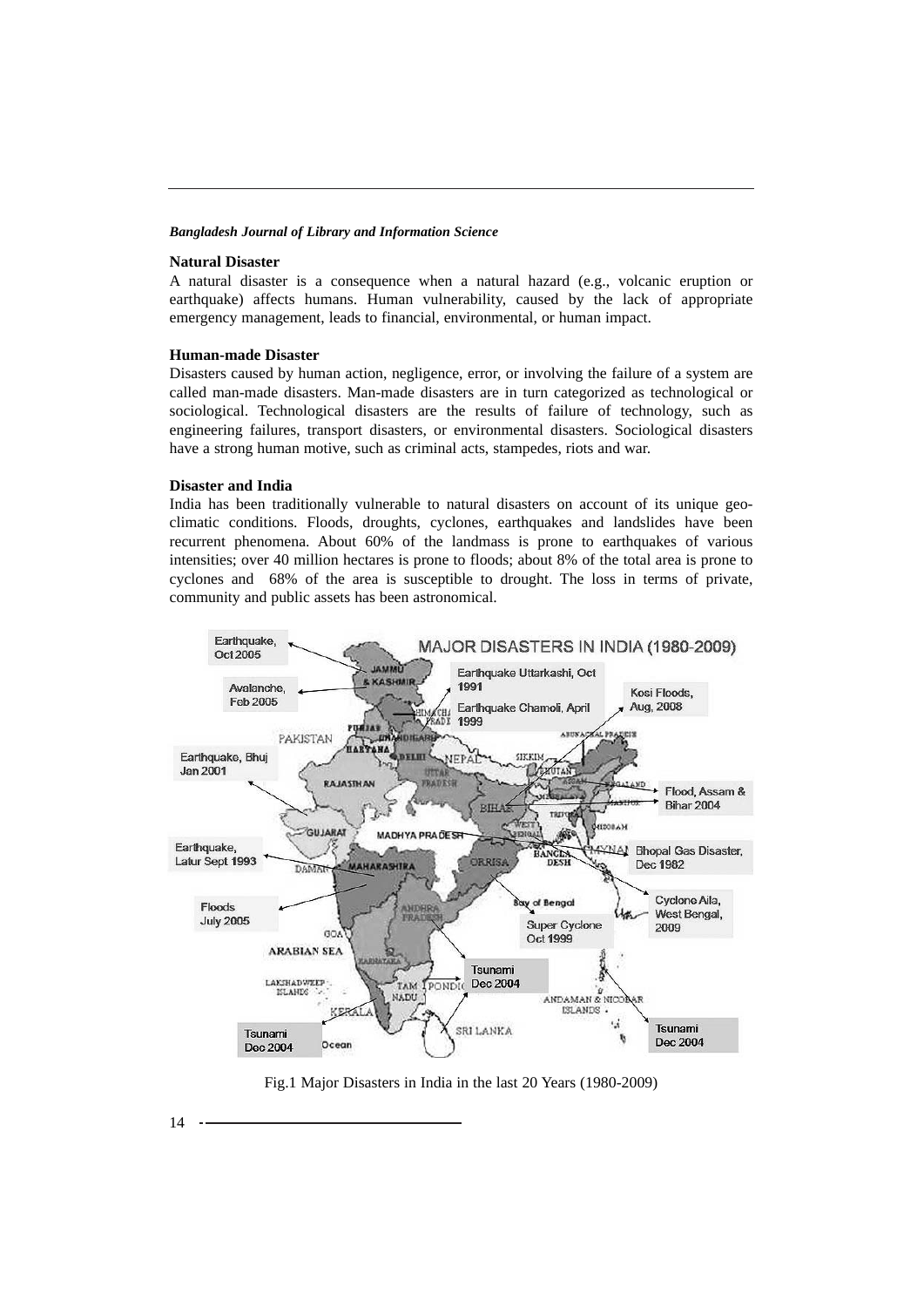## Natural Disaster

A natural disaster is a consequence when a natural hazard (e.g., volcanic eruption or earthquake) affects humans. Human vulnerability, caused by the lack of appropriate emergency management, leads to financial, environmental, or human impact.

## Human-made Disaster

Disasters caused by human action, negligence, error, or involving the failure of a system are called man-made disasters. Man-made disasters are in turn categorized as technological or sociological. Technological disasters are the results of failure of technology, such as engineering failures, transport disasters, or environmental disasters. Sociological disasters have a strong human motive, such as criminal acts, stampedes, riots and war.

## Disaster and India

India has been traditionally vulnerable to natural disasters on account of its unique geo-climatic conditions. Floods, droughts, cyclones, earthquakes and landslides have been recurrent phenomena. About 60% of the landmass is prone to earthquakes of various intensities; over 40 million hectares is prone to floods; about 8% of the total area is prone to cyclones and 68% of the area is susceptible to drought. The loss in terms of private, community and public assets has been astronomical.

Fig.1 Major Disasters in India in the last 20 Years (1980-2009)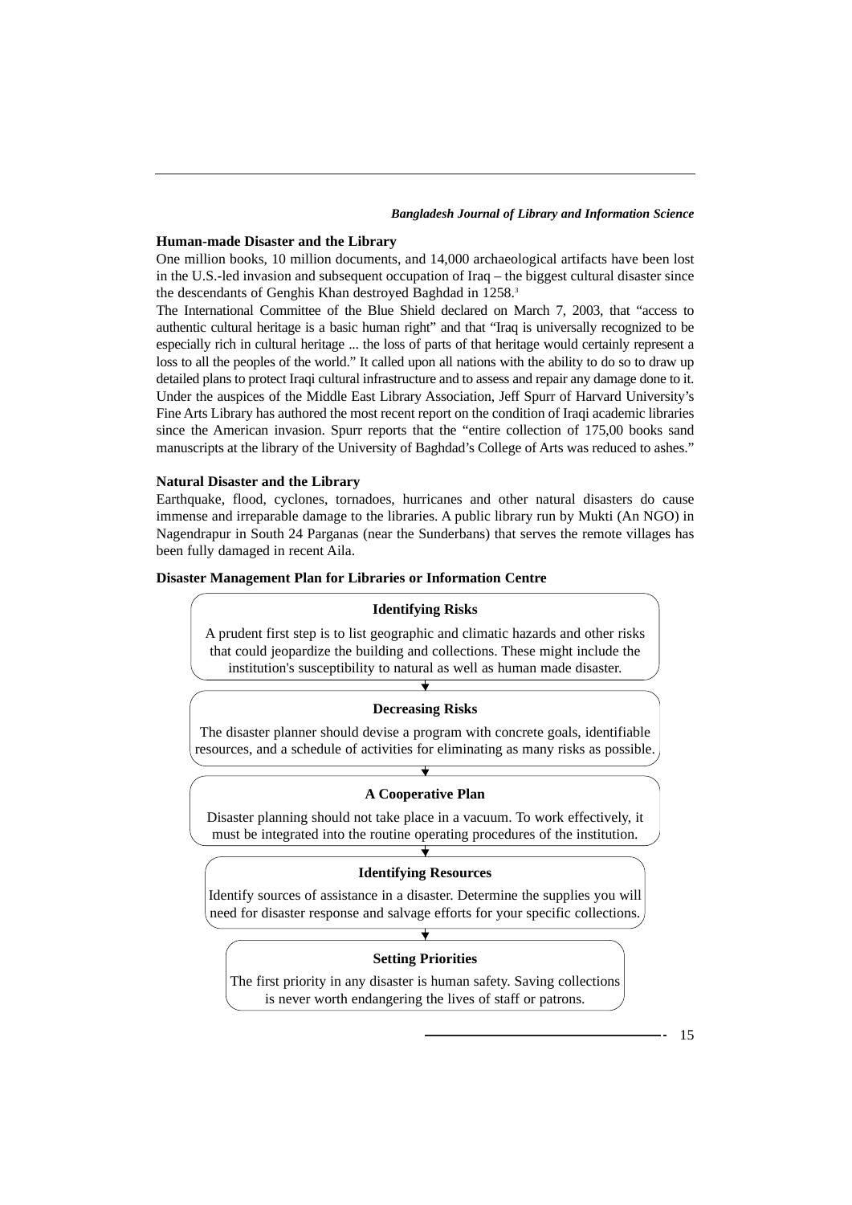### Human-made Disaster and the Library

One million books, 10 million documents, and 14,000 archaeological artifacts have been lost in the U.S.-led invasion and subsequent occupation of Iraq – the biggest cultural disaster since the descendants of Genghis Khan destroyed Baghdad in 1258.[3]

The International Committee of the Blue Shield declared on March 7, 2003, that "access to authentic cultural heritage is a basic human right" and that "Iraq is universally recognized to be especially rich in cultural heritage ... the loss of parts of that heritage would certainly represent a loss to all the peoples of the world." It called upon all nations with the ability to do so to draw up detailed plans to protect Iraqi cultural infrastructure and to assess and repair any damage done to it. Under the auspices of the Middle East Library Association, Jeff Spurr of Harvard University's Fine Arts Library has authored the most recent report on the condition of Iraqi academic libraries since the American invasion. Spurr reports that the "entire collection of 175,00 books sand manuscripts at the library of the University of Baghdad's College of Arts was reduced to ashes."

### Natural Disaster and the Library

Earthquake, flood, cyclones, tornadoes, hurricanes and other natural disasters do cause immense and irreparable damage to the libraries. A public library run by Mukti (An NGO) in Nagendrapur in South 24 Parganas (near the Sunderbans) that serves the remote villages has been fully damaged in recent Aila.

### Disaster Management Plan for Libraries or Information Centre

**Identifying Risks**

A prudent first step is to list geographic and climatic hazards and other risks that could jeopardize the building and collections. These might include the institution's susceptibility to natural as well as human made disaster.

↓

**Decreasing Risks**

The disaster planner should devise a program with concrete goals, identifiable resources, and a schedule of activities for eliminating as many risks as possible.

↓

**A Cooperative Plan**

Disaster planning should not take place in a vacuum. To work effectively, it must be integrated into the routine operating procedures of the institution.

↓

**Identifying Resources**

Identify sources of assistance in a disaster. Determine the supplies you will need for disaster response and salvage efforts for your specific collections.

↓

**Setting Priorities**

The first priority in any disaster is human safety. Saving collections is never worth endangering the lives of staff or patrons.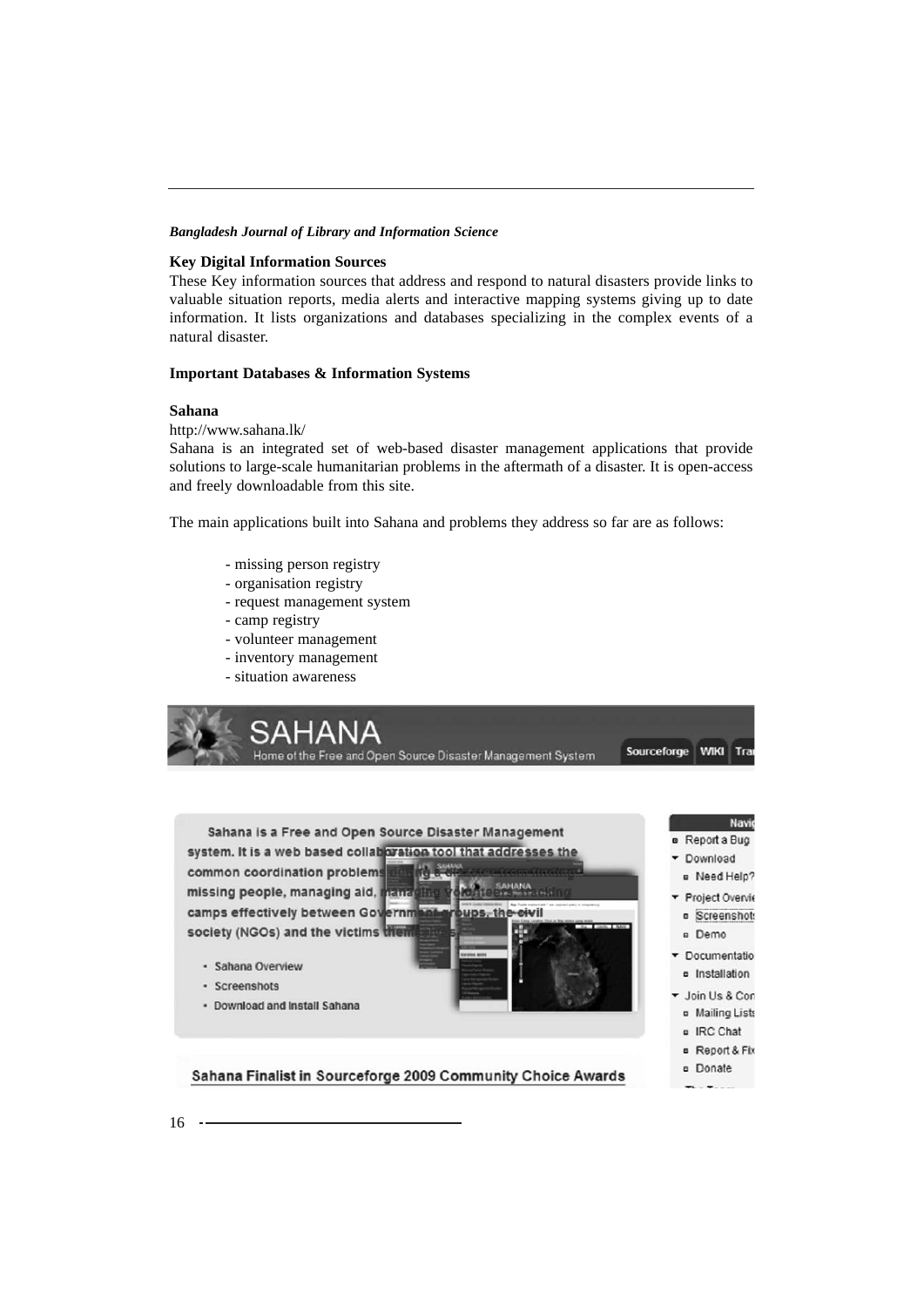## Key Digital Information Sources

These Key information sources that address and respond to natural disasters provide links to valuable situation reports, media alerts and interactive mapping systems giving up to date information. It lists organizations and databases specializing in the complex events of a natural disaster.

## Important Databases & Information Systems

### Sahana

http://www.sahana.lk/

Sahana is an integrated set of web-based disaster management applications that provide solutions to large-scale humanitarian problems in the aftermath of a disaster. It is open-access and freely downloadable from this site.

The main applications built into Sahana and problems they address so far are as follows:

- missing person registry
- organisation registry
- request management system
- camp registry
- volunteer management
- inventory management
- situation awareness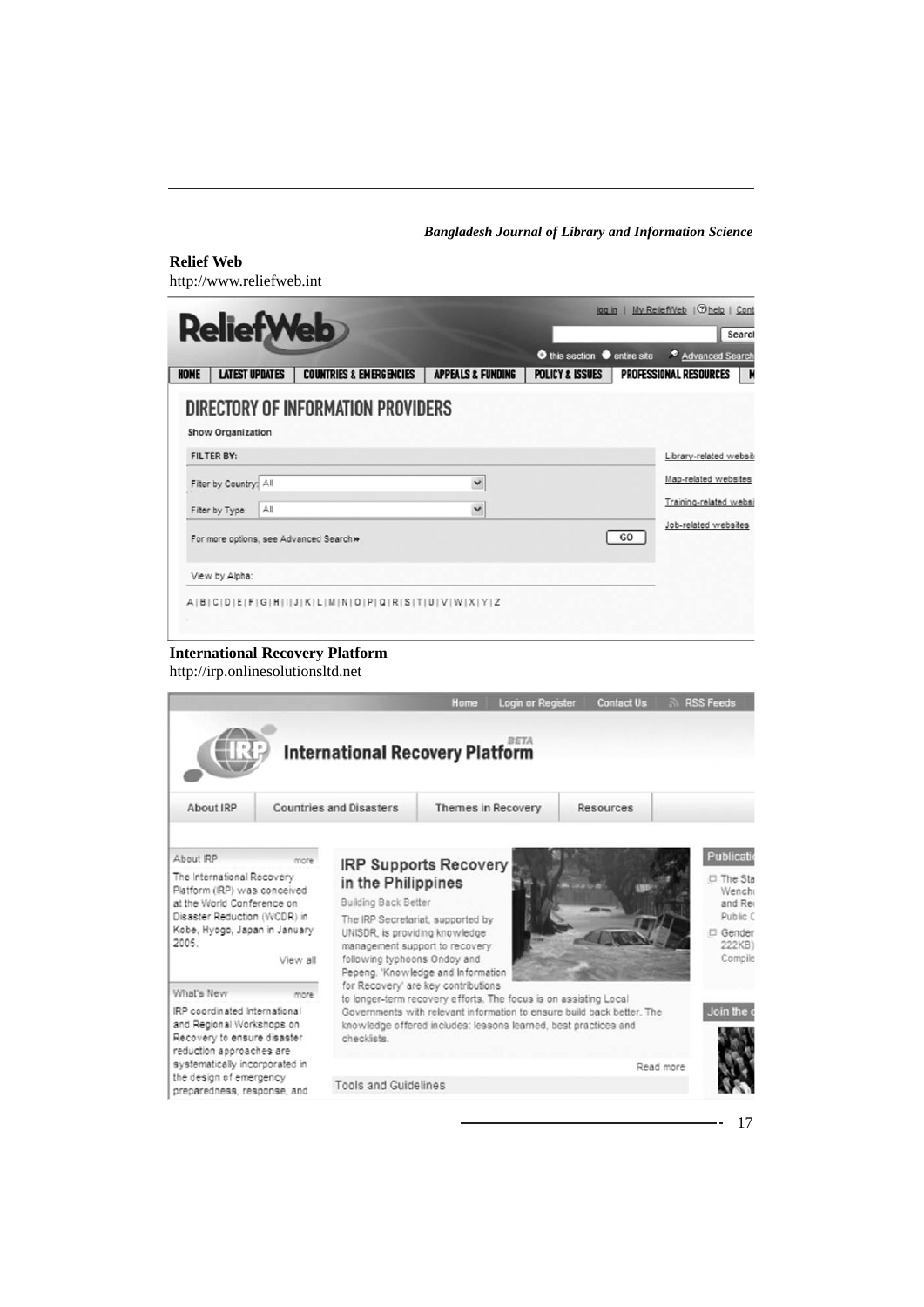**Relief Web**

http://www.reliefweb.int

**International Recovery Platform**

http://irp.onlinesolutionsltd.net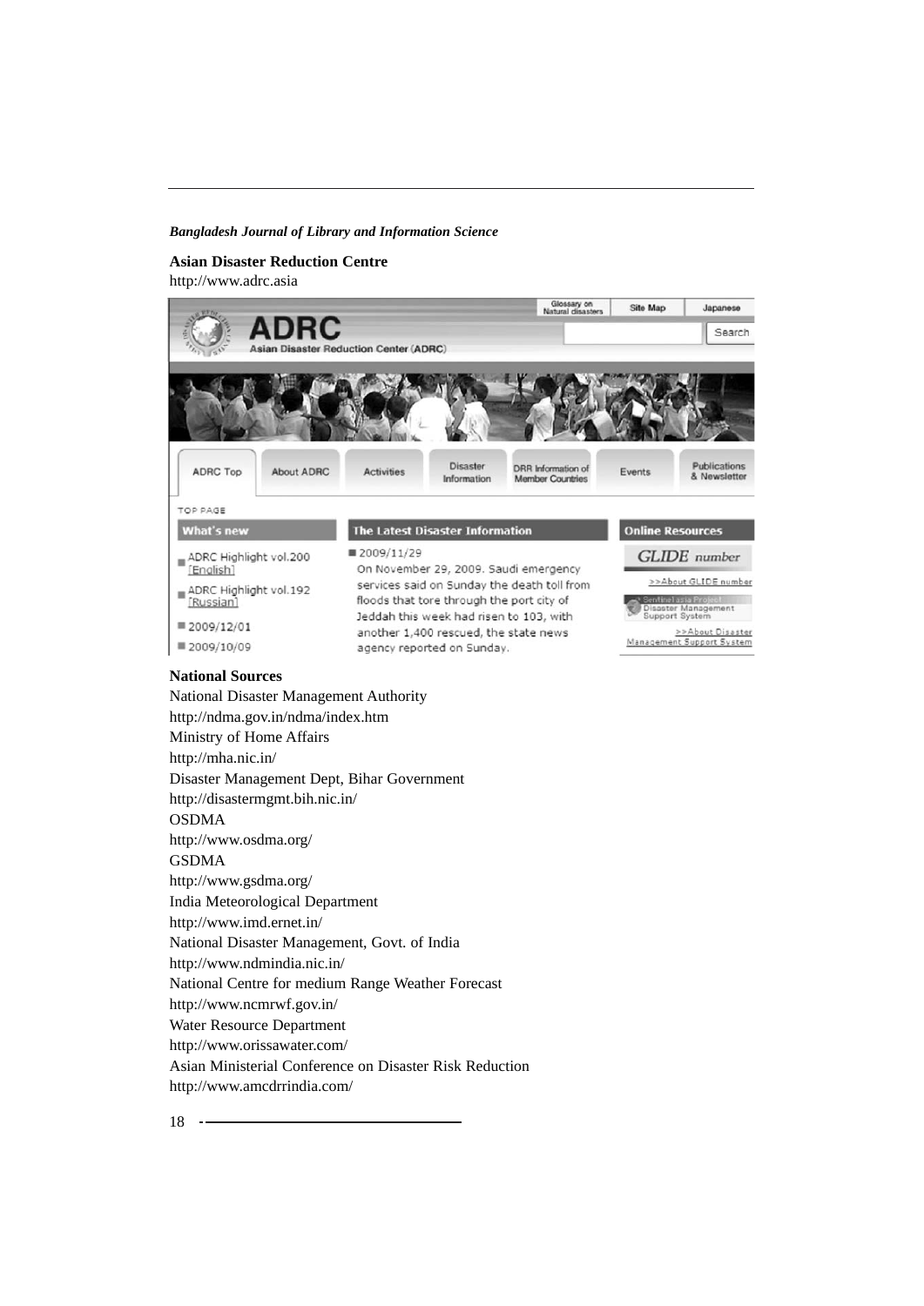**Asian Disaster Reduction Centre**

http://www.adrc.asia

**National Sources**

National Disaster Management Authority

http://ndma.gov.in/ndma/index.htm

Ministry of Home Affairs

http://mha.nic.in/

Disaster Management Dept, Bihar Government

http://disastermgmt.bih.nic.in/

OSDMA

http://www.osdma.org/

GSDMA

http://www.gsdma.org/

India Meteorological Department

http://www.imd.ernet.in/

National Disaster Management, Govt. of India

http://www.ndmindia.nic.in/

National Centre for medium Range Weather Forecast

http://www.ncmrwf.gov.in/

Water Resource Department

http://www.orissawater.com/

Asian Ministerial Conference on Disaster Risk Reduction

http://www.amcdrrindia.com/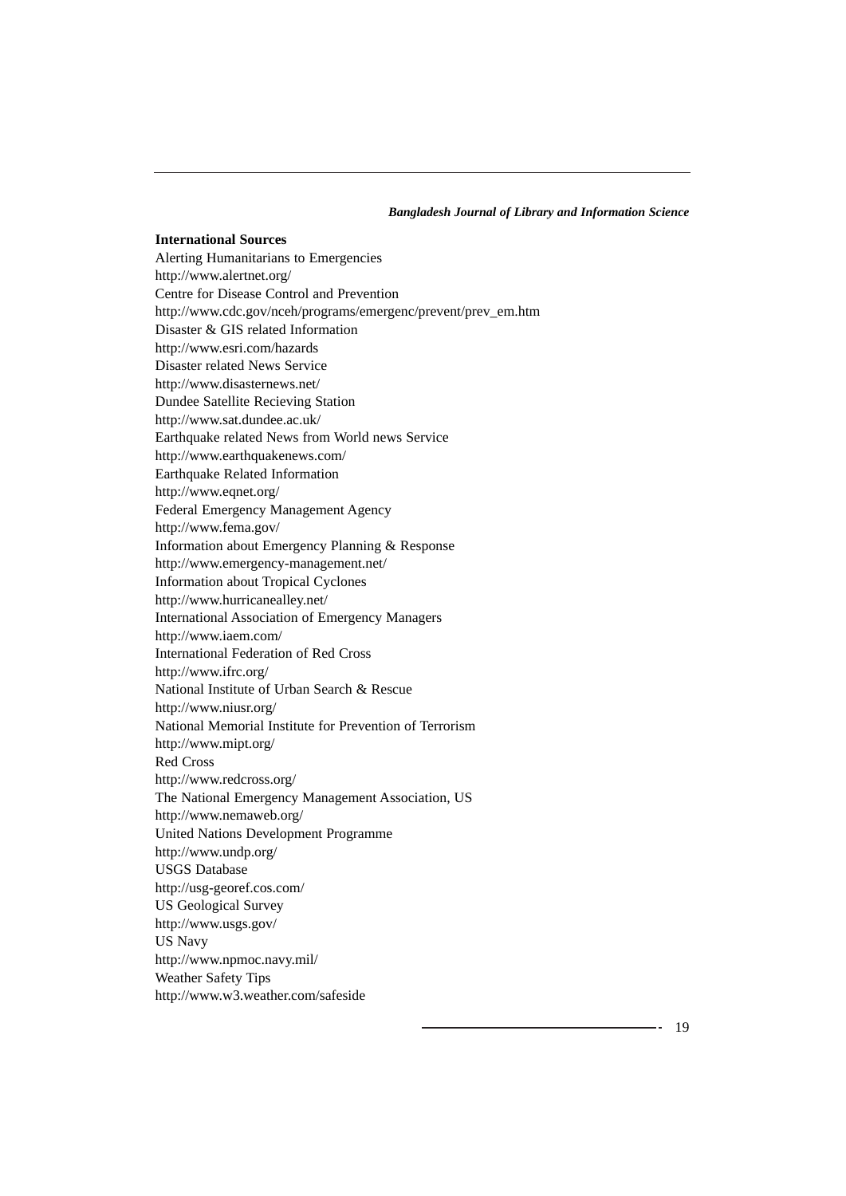**International Sources**

Alerting Humanitarians to Emergencies
http://www.alertnet.org/
Centre for Disease Control and Prevention
http://www.cdc.gov/nceh/programs/emergenc/prevent/prev_em.htm
Disaster & GIS related Information
http://www.esri.com/hazards
Disaster related News Service
http://www.disasternews.net/
Dundee Satellite Recieving Station
http://www.sat.dundee.ac.uk/
Earthquake related News from World news Service
http://www.earthquakenews.com/
Earthquake Related Information
http://www.eqnet.org/
Federal Emergency Management Agency
http://www.fema.gov/
Information about Emergency Planning & Response
http://www.emergency-management.net/
Information about Tropical Cyclones
http://www.hurricanealley.net/
International Association of Emergency Managers
http://www.iaem.com/
International Federation of Red Cross
http://www.ifrc.org/
National Institute of Urban Search & Rescue
http://www.niusr.org/
National Memorial Institute for Prevention of Terrorism
http://www.mipt.org/
Red Cross
http://www.redcross.org/
The National Emergency Management Association, US
http://www.nemaweb.org/
United Nations Development Programme
http://www.undp.org/
USGS Database
http://usg-georef.cos.com/
US Geological Survey
http://www.usgs.gov/
US Navy
http://www.npmoc.navy.mil/
Weather Safety Tips
http://www.w3.weather.com/safeside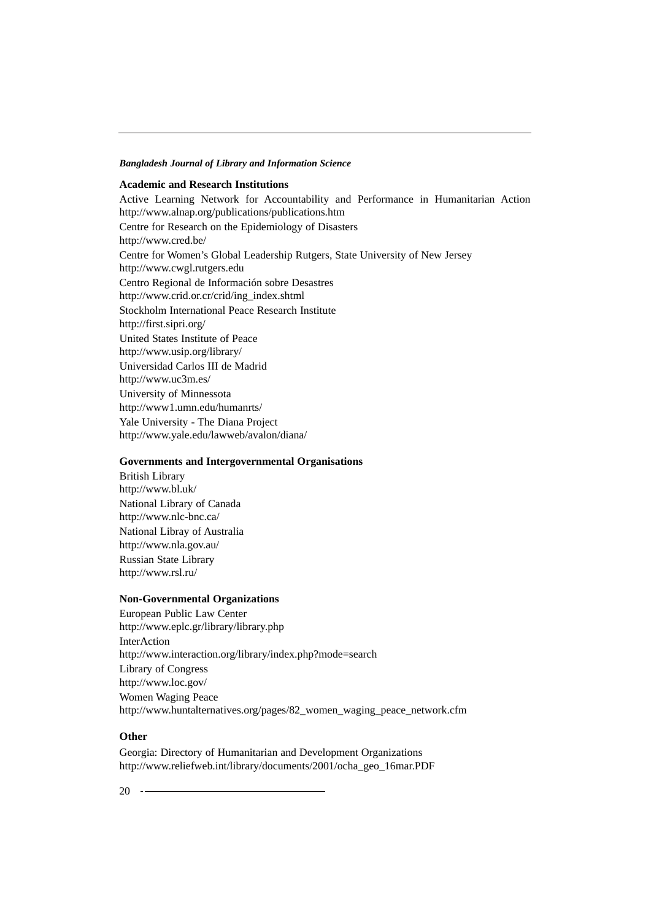**Academic and Research Institutions**

Active Learning Network for Accountability and Performance in Humanitarian Action http://www.alnap.org/publications/publications.htm

Centre for Research on the Epidemiology of Disasters
http://www.cred.be/

Centre for Women's Global Leadership Rutgers, State University of New Jersey
http://www.cwgl.rutgers.edu

Centro Regional de Información sobre Desastres
http://www.crid.or.cr/crid/ing_index.shtml

Stockholm International Peace Research Institute
http://first.sipri.org/

United States Institute of Peace
http://www.usip.org/library/

Universidad Carlos III de Madrid
http://www.uc3m.es/

University of Minnessota
http://www1.umn.edu/humanrts/

Yale University - The Diana Project
http://www.yale.edu/lawweb/avalon/diana/

**Governments and Intergovernmental Organisations**

British Library
http://www.bl.uk/

National Library of Canada
http://www.nlc-bnc.ca/

National Libray of Australia
http://www.nla.gov.au/

Russian State Library
http://www.rsl.ru/

**Non-Governmental Organizations**

European Public Law Center
http://www.eplc.gr/library/library.php

InterAction
http://www.interaction.org/library/index.php?mode=search

Library of Congress
http://www.loc.gov/

Women Waging Peace
http://www.huntalternatives.org/pages/82_women_waging_peace_network.cfm

**Other**

Georgia: Directory of Humanitarian and Development Organizations
http://www.reliefweb.int/library/documents/2001/ocha_geo_16mar.PDF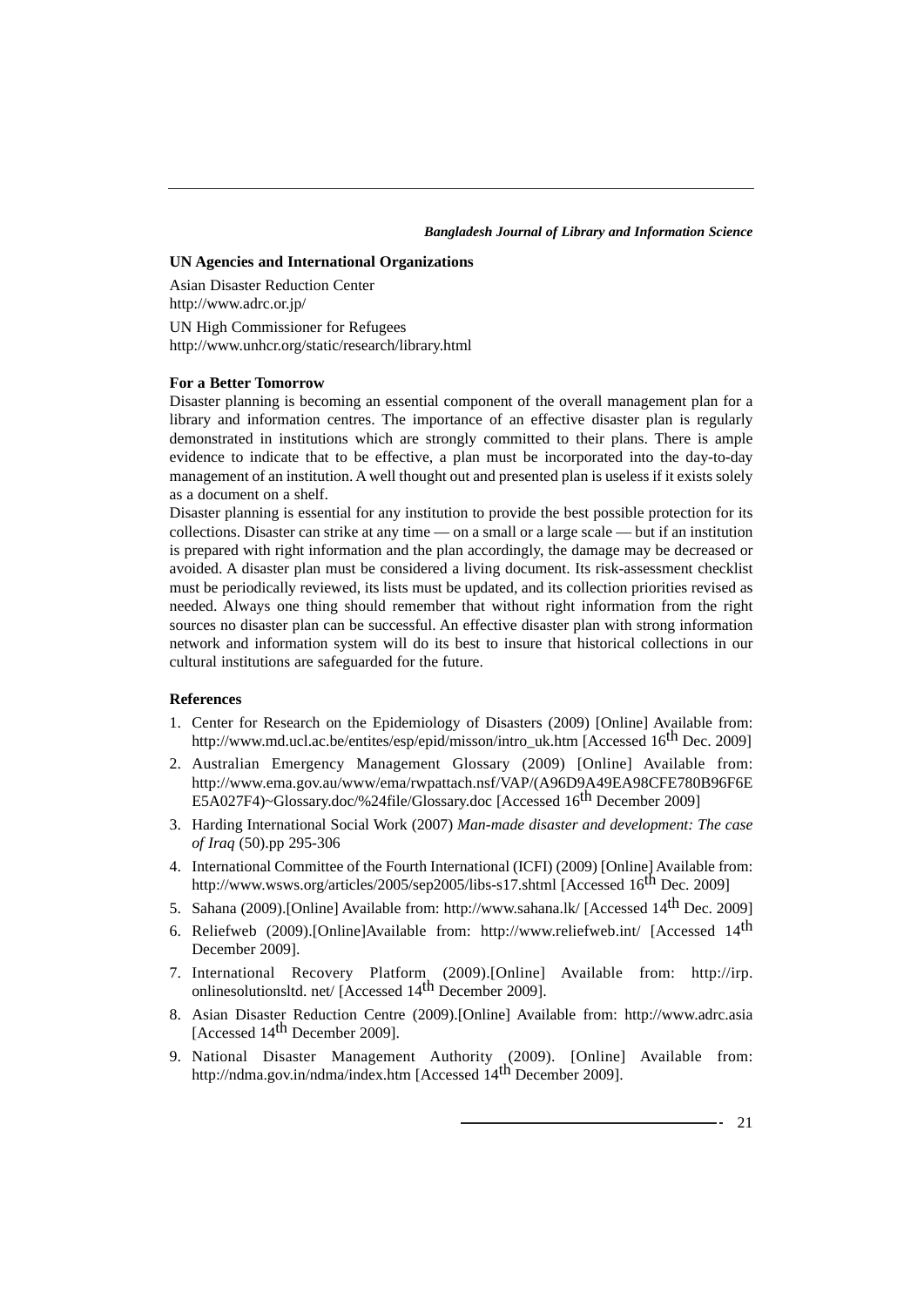**UN Agencies and International Organizations**

Asian Disaster Reduction Center
http://www.adrc.or.jp/

UN High Commissioner for Refugees
http://www.unhcr.org/static/research/library.html

**For a Better Tomorrow**

Disaster planning is becoming an essential component of the overall management plan for a library and information centres. The importance of an effective disaster plan is regularly demonstrated in institutions which are strongly committed to their plans. There is ample evidence to indicate that to be effective, a plan must be incorporated into the day-to-day management of an institution. A well thought out and presented plan is useless if it exists solely as a document on a shelf.

Disaster planning is essential for any institution to provide the best possible protection for its collections. Disaster can strike at any time — on a small or a large scale — but if an institution is prepared with right information and the plan accordingly, the damage may be decreased or avoided. A disaster plan must be considered a living document. Its risk-assessment checklist must be periodically reviewed, its lists must be updated, and its collection priorities revised as needed. Always one thing should remember that without right information from the right sources no disaster plan can be successful. An effective disaster plan with strong information network and information system will do its best to insure that historical collections in our cultural institutions are safeguarded for the future.

**References**

1. Center for Research on the Epidemiology of Disasters (2009) [Online] Available from: http://www.md.ucl.ac.be/entites/esp/epid/misson/intro_uk.htm [Accessed 16th Dec. 2009]
2. Australian Emergency Management Glossary (2009) [Online] Available from: http://www.ema.gov.au/www/ema/rwpattach.nsf/VAP/(A96D9A49EA98CFE780B96F6E E5A027F4)~Glossary.doc/%24file/Glossary.doc [Accessed 16th December 2009]
3. Harding International Social Work (2007) *Man-made disaster and development: The case of Iraq* (50).pp 295-306
4. International Committee of the Fourth International (ICFI) (2009) [Online] Available from: http://www.wsws.org/articles/2005/sep2005/libs-s17.shtml [Accessed 16th Dec. 2009]
5. Sahana (2009).[Online] Available from: http://www.sahana.lk/ [Accessed 14th Dec. 2009]
6. Reliefweb (2009).[Online]Available from: http://www.reliefweb.int/ [Accessed 14th December 2009].
7. International Recovery Platform (2009).[Online] Available from: http://irp. onlinesolutionsltd. net/ [Accessed 14th December 2009].
8. Asian Disaster Reduction Centre (2009).[Online] Available from: http://www.adrc.asia [Accessed 14th December 2009].
9. National Disaster Management Authority (2009). [Online] Available from: http://ndma.gov.in/ndma/index.htm [Accessed 14th December 2009].